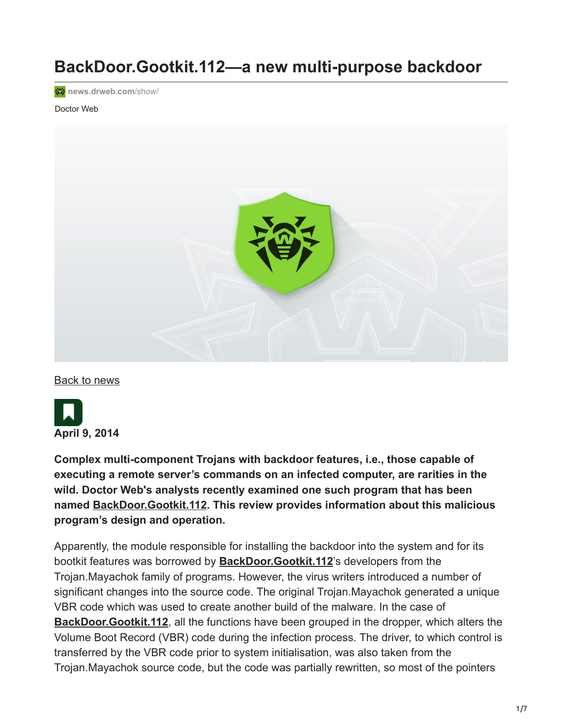# BackDoor.Gootkit.112—a new multi-purpose backdoor

news.drweb.com/show/

Doctor Web

Back to news

**April 9, 2014**

**Complex multi-component Trojans with backdoor features, i.e., those capable of executing a remote server's commands on an infected computer, are rarities in the wild. Doctor Web's analysts recently examined one such program that has been named BackDoor.Gootkit.112. This review provides information about this malicious program's design and operation.**

Apparently, the module responsible for installing the backdoor into the system and for its bootkit features was borrowed by **BackDoor.Gootkit.112**'s developers from the Trojan.Mayachok family of programs. However, the virus writers introduced a number of significant changes into the source code. The original Trojan.Mayachok generated a unique VBR code which was used to create another build of the malware. In the case of **BackDoor.Gootkit.112**, all the functions have been grouped in the dropper, which alters the Volume Boot Record (VBR) code during the infection process. The driver, to which control is transferred by the VBR code prior to system initialisation, was also taken from the Trojan.Mayachok source code, but the code was partially rewritten, so most of the pointers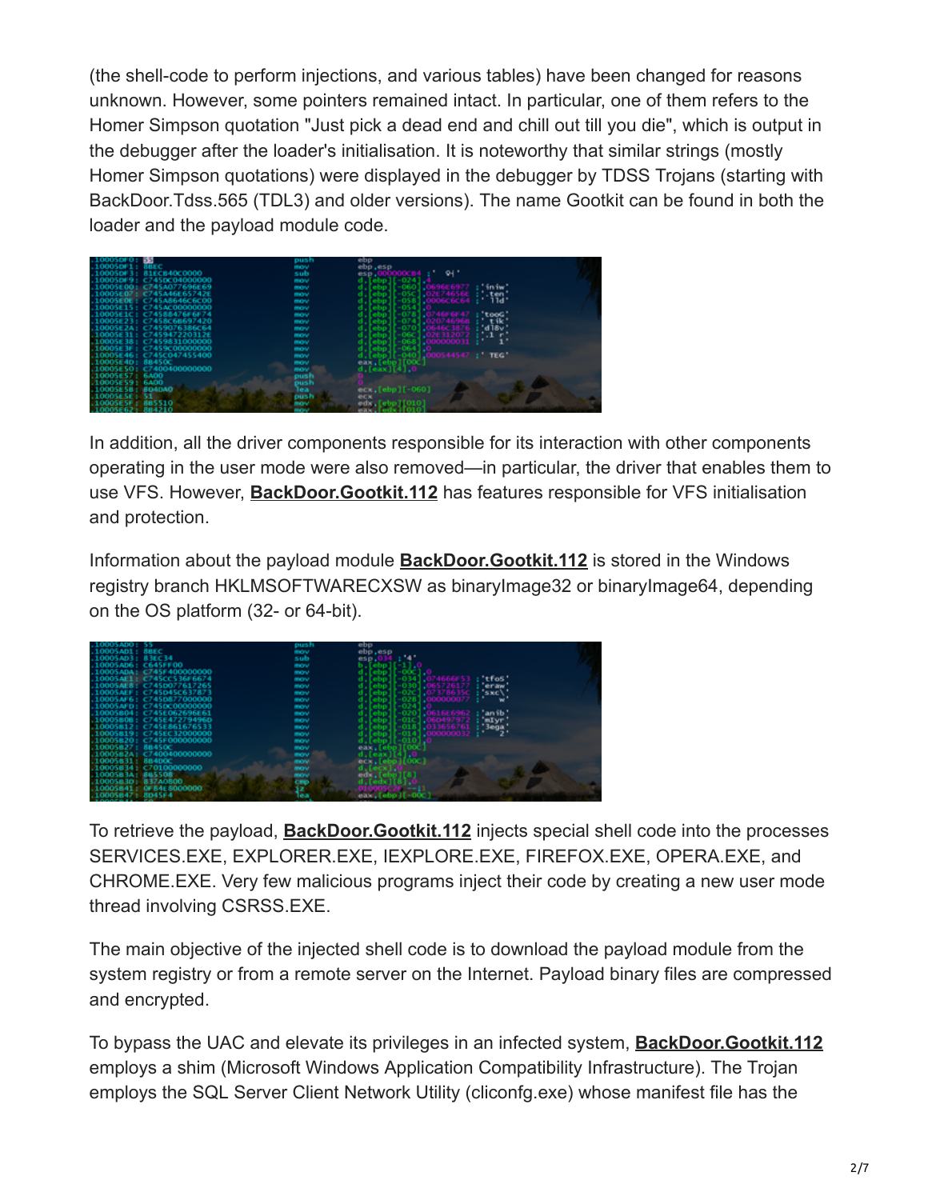(the shell-code to perform injections, and various tables) have been changed for reasons unknown. However, some pointers remained intact. In particular, one of them refers to the Homer Simpson quotation "Just pick a dead end and chill out till you die", which is output in the debugger after the loader's initialisation. It is noteworthy that similar strings (mostly Homer Simpson quotations) were displayed in the debugger by TDSS Trojans (starting with BackDoor.Tdss.565 (TDL3) and older versions). The name Gootkit can be found in both the loader and the payload module code.

In addition, all the driver components responsible for its interaction with other components operating in the user mode were also removed—in particular, the driver that enables them to use VFS. However, **BackDoor.Gootkit.112** has features responsible for VFS initialisation and protection.

Information about the payload module **BackDoor.Gootkit.112** is stored in the Windows registry branch HKLMSOFTWARECXSW as binaryImage32 or binaryImage64, depending on the OS platform (32- or 64-bit).

To retrieve the payload, **BackDoor.Gootkit.112** injects special shell code into the processes SERVICES.EXE, EXPLORER.EXE, IEXPLORE.EXE, FIREFOX.EXE, OPERA.EXE, and CHROME.EXE. Very few malicious programs inject their code by creating a new user mode thread involving CSRSS.EXE.

The main objective of the injected shell code is to download the payload module from the system registry or from a remote server on the Internet. Payload binary files are compressed and encrypted.

To bypass the UAC and elevate its privileges in an infected system, **BackDoor.Gootkit.112** employs a shim (Microsoft Windows Application Compatibility Infrastructure). The Trojan employs the SQL Server Client Network Utility (cliconfg.exe) whose manifest file has the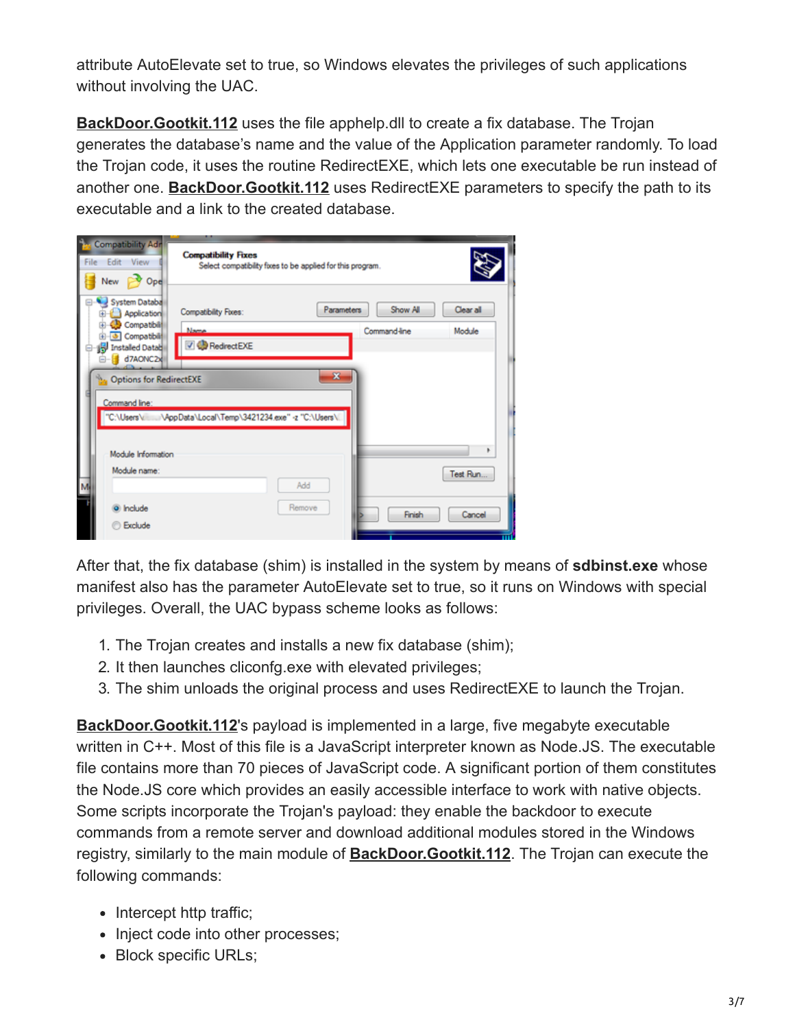attribute AutoElevate set to true, so Windows elevates the privileges of such applications without involving the UAC.

**BackDoor.Gootkit.112** uses the file apphelp.dll to create a fix database. The Trojan generates the database's name and the value of the Application parameter randomly. To load the Trojan code, it uses the routine RedirectEXE, which lets one executable be run instead of another one. **BackDoor.Gootkit.112** uses RedirectEXE parameters to specify the path to its executable and a link to the created database.

After that, the fix database (shim) is installed in the system by means of **sdbinst.exe** whose manifest also has the parameter AutoElevate set to true, so it runs on Windows with special privileges. Overall, the UAC bypass scheme looks as follows:

1. The Trojan creates and installs a new fix database (shim);
2. It then launches cliconfg.exe with elevated privileges;
3. The shim unloads the original process and uses RedirectEXE to launch the Trojan.

**BackDoor.Gootkit.112**'s payload is implemented in a large, five megabyte executable written in C++. Most of this file is a JavaScript interpreter known as Node.JS. The executable file contains more than 70 pieces of JavaScript code. A significant portion of them constitutes the Node.JS core which provides an easily accessible interface to work with native objects. Some scripts incorporate the Trojan's payload: they enable the backdoor to execute commands from a remote server and download additional modules stored in the Windows registry, similarly to the main module of **BackDoor.Gootkit.112**. The Trojan can execute the following commands:

- Intercept http traffic;
- Inject code into other processes;
- Block specific URLs;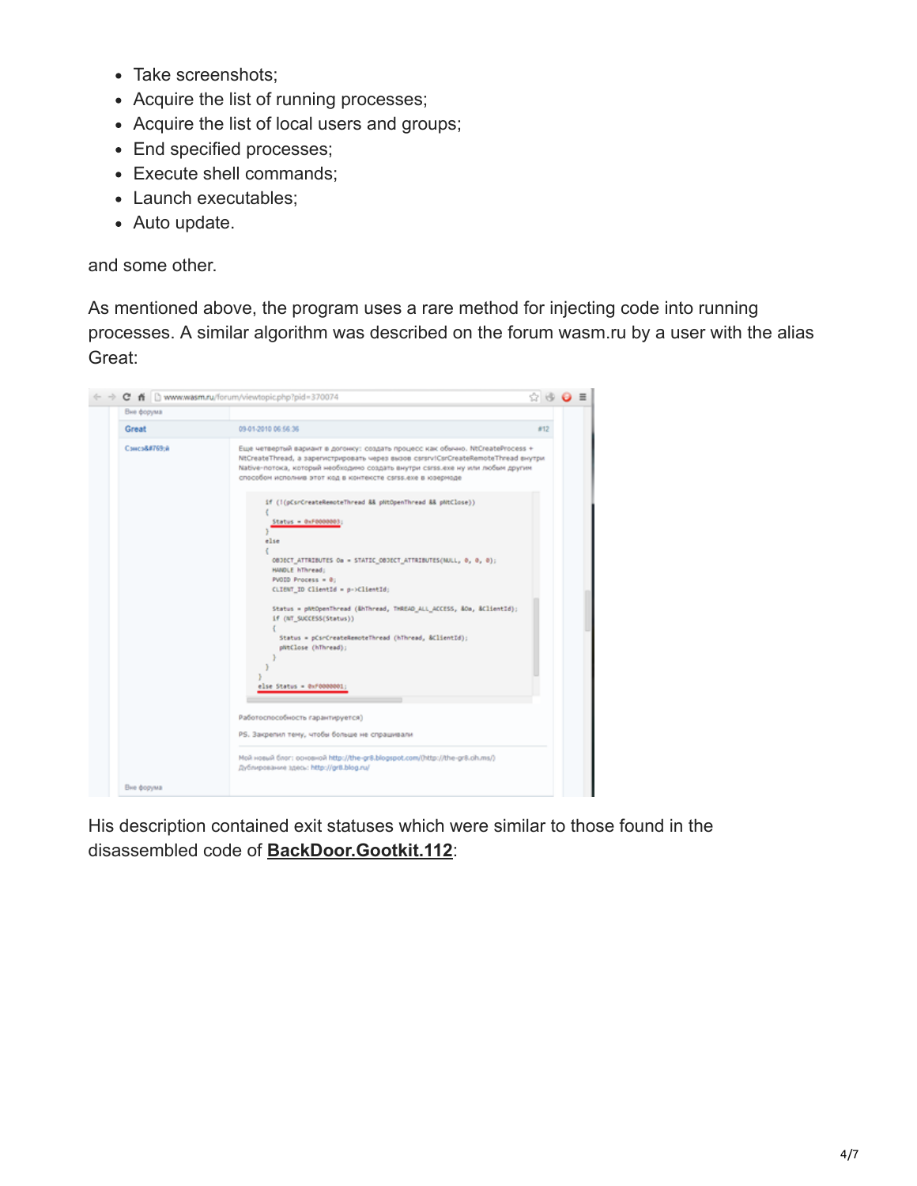- Take screenshots;
- Acquire the list of running processes;
- Acquire the list of local users and groups;
- End specified processes;
- Execute shell commands;
- Launch executables;
- Auto update.

and some other.

As mentioned above, the program uses a rare method for injecting code into running processes. A similar algorithm was described on the forum wasm.ru by a user with the alias Great:

His description contained exit statuses which were similar to those found in the disassembled code of **BackDoor.Gootkit.112**: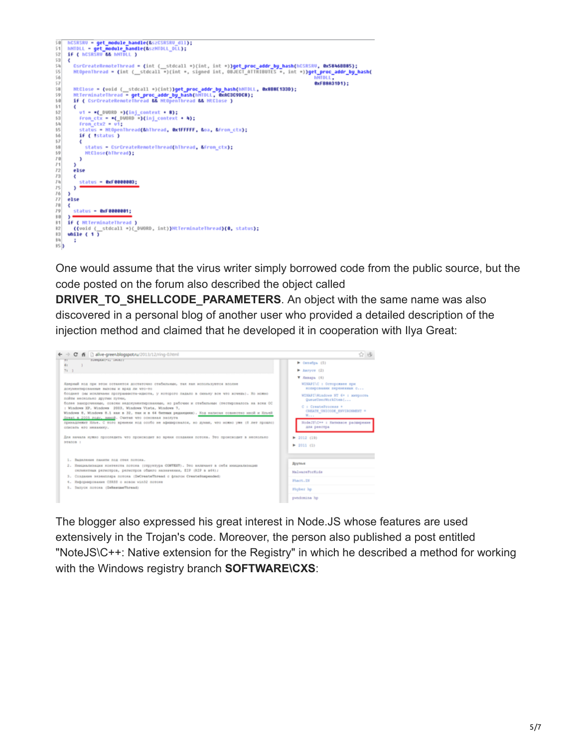```
50  hCSRSRV = get_module_handle(&szCSRSRV_dll);
51  hNTDLL = get_module_handle(&szNTDLL_DLL);
52  if ( hCSRSRV && hNTDLL )
53  {
54    CsrCreateRemoteThread = (int (__stdcall *)(int, int *))get_proc_addr_by_hash(hCSRSRV, 0x5846BB85);
55    NtOpenThread = (int (__stdcall *)(int *, signed int, OBJECT_ATTRIBUTES *, int *))get_proc_addr_by_hash(
56                     hNTDLL,
57                     0xF88A31D1);
58    NtClose = (void (__stdcall *)(int))get_proc_addr_by_hash(hNTDLL, 0x8B8E133D);
59    NtTerminateThread = get_proc_addr_by_hash(hNTDLL, 0xAC3C9DC8);
60    if ( CsrCreateRemoteThread && NtOpenThread && NtClose )
61    {
62      v1 = *(_DWORD *)(inj_context + 8);
63      from_ctx = *(_DWORD *)(inj_context + 4);
64      from_ctx2 = v1;
65      status = NtOpenThread(&hThread, 0x1FFFFF, &oa, &from_ctx);
66      if ( !status )
67      {
68        status = CsrCreateRemoteThread(hThread, &from_ctx);
69        NtClose(hThread);
70      }
71    }
72    else
73    {
74      status = 0xF0000003;
75    }
76  }
77  else
78  {
79    status = 0xF0000001;
80  }
81  if ( NtTerminateThread )
82    ((void (__stdcall *)(_DWORD, int))NtTerminateThread)(0, status);
83  while ( 1 )
84    ;
85 }
```

One would assume that the virus writer simply borrowed code from the public source, but the code posted on the forum also described the object called **DRIVER_TO_SHELLCODE_PARAMETERS**. An object with the same name was also discovered in a personal blog of another user who provided a detailed description of the injection method and claimed that he developed it in cooperation with Ilya Great:

The blogger also expressed his great interest in Node.JS whose features are used extensively in the Trojan's code. Moreover, the person also published a post entitled "NoteJS\C++: Native extension for the Registry" in which he described a method for working with the Windows registry branch **SOFTWARE\CXS**: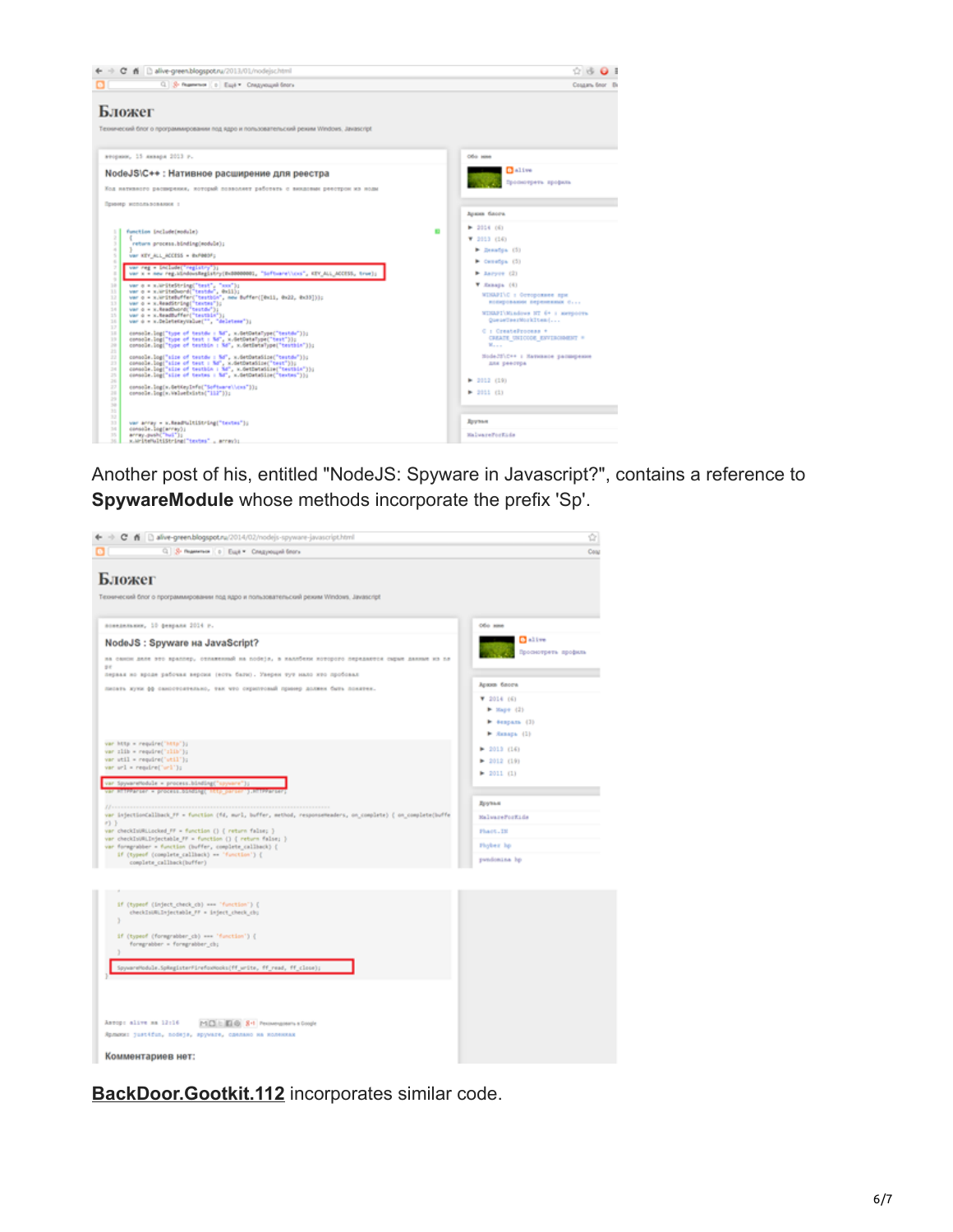Another post of his, entitled "NodeJS: Spyware in Javascript?", contains a reference to **SpywareModule** whose methods incorporate the prefix 'Sp'.

**BackDoor.Gootkit.112** incorporates similar code.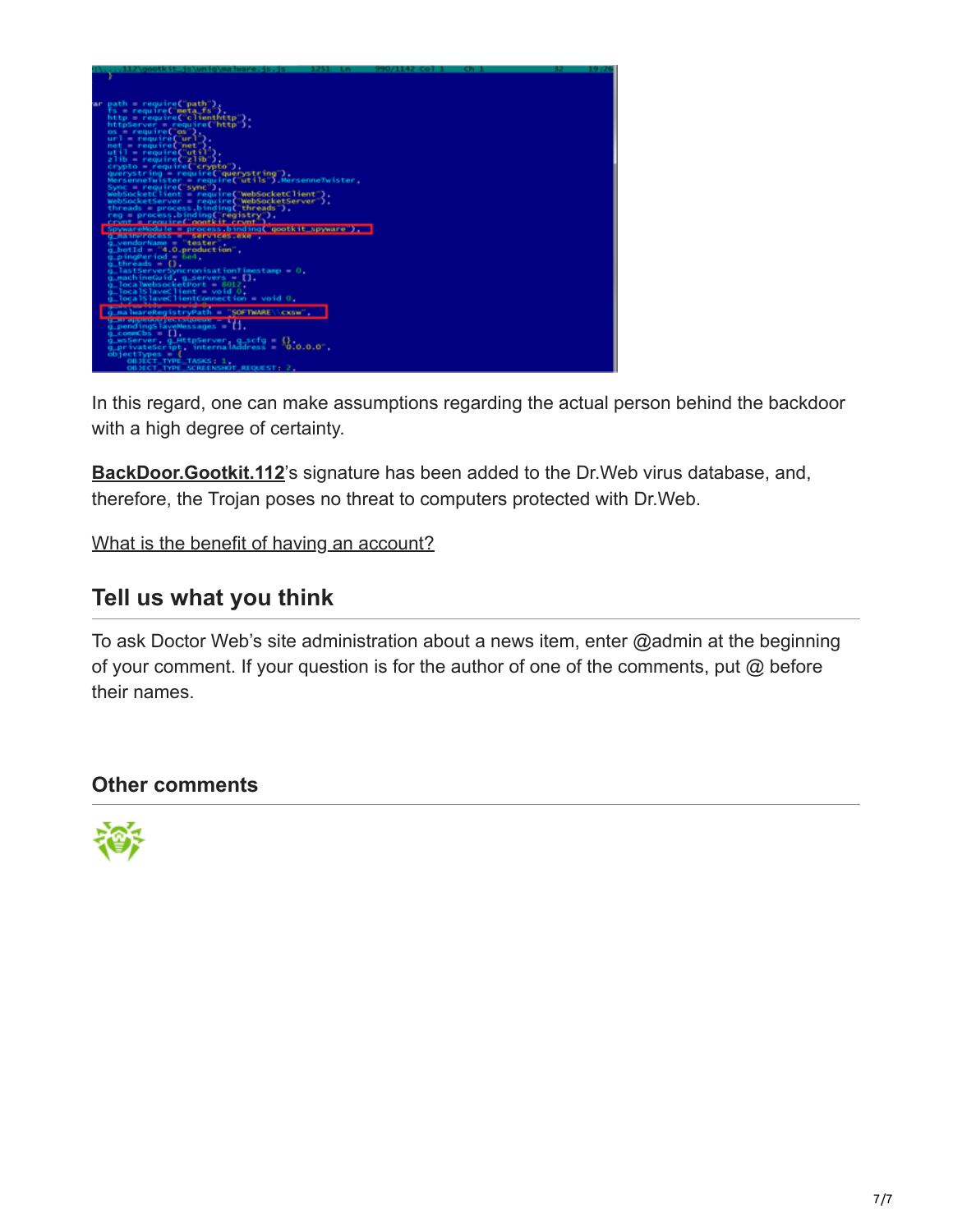In this regard, one can make assumptions regarding the actual person behind the backdoor with a high degree of certainty.

**BackDoor.Gootkit.112**'s signature has been added to the Dr.Web virus database, and, therefore, the Trojan poses no threat to computers protected with Dr.Web.

What is the benefit of having an account?

## Tell us what you think

To ask Doctor Web's site administration about a news item, enter @admin at the beginning of your comment. If your question is for the author of one of the comments, put @ before their names.

### Other comments